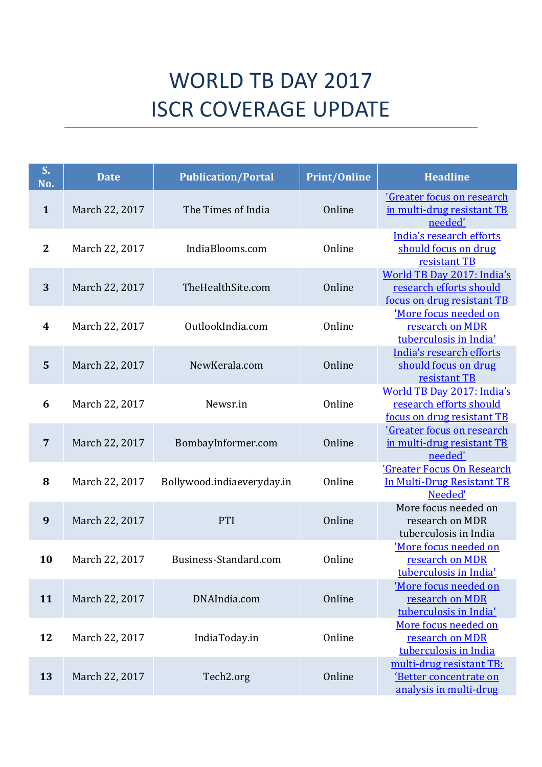# WORLD TB DAY 2017
# ISCR COVERAGE UPDATE

| S. No. | Date | Publication/Portal | Print/Online | Headline |
|---|---|---|---|---|
| 1 | March 22, 2017 | The Times of India | Online | 'Greater focus on research in multi-drug resistant TB needed' |
| 2 | March 22, 2017 | IndiaBlooms.com | Online | India's research efforts should focus on drug resistant TB |
| 3 | March 22, 2017 | TheHealthSite.com | Online | World TB Day 2017: India's research efforts should focus on drug resistant TB |
| 4 | March 22, 2017 | OutlookIndia.com | Online | 'More focus needed on research on MDR tuberculosis in India' |
| 5 | March 22, 2017 | NewKerala.com | Online | India's research efforts should focus on drug resistant TB |
| 6 | March 22, 2017 | Newsr.in | Online | World TB Day 2017: India's research efforts should focus on drug resistant TB |
| 7 | March 22, 2017 | BombayInformer.com | Online | 'Greater focus on research in multi-drug resistant TB needed' |
| 8 | March 22, 2017 | Bollywood.indiaeveryday.in | Online | 'Greater Focus On Research In Multi-Drug Resistant TB Needed' |
| 9 | March 22, 2017 | PTI | Online | More focus needed on research on MDR tuberculosis in India |
| 10 | March 22, 2017 | Business-Standard.com | Online | 'More focus needed on research on MDR tuberculosis in India' |
| 11 | March 22, 2017 | DNAIndia.com | Online | 'More focus needed on research on MDR tuberculosis in India' |
| 12 | March 22, 2017 | IndiaToday.in | Online | More focus needed on research on MDR tuberculosis in India |
| 13 | March 22, 2017 | Tech2.org | Online | multi-drug resistant TB: 'Better concentrate on analysis in multi-drug |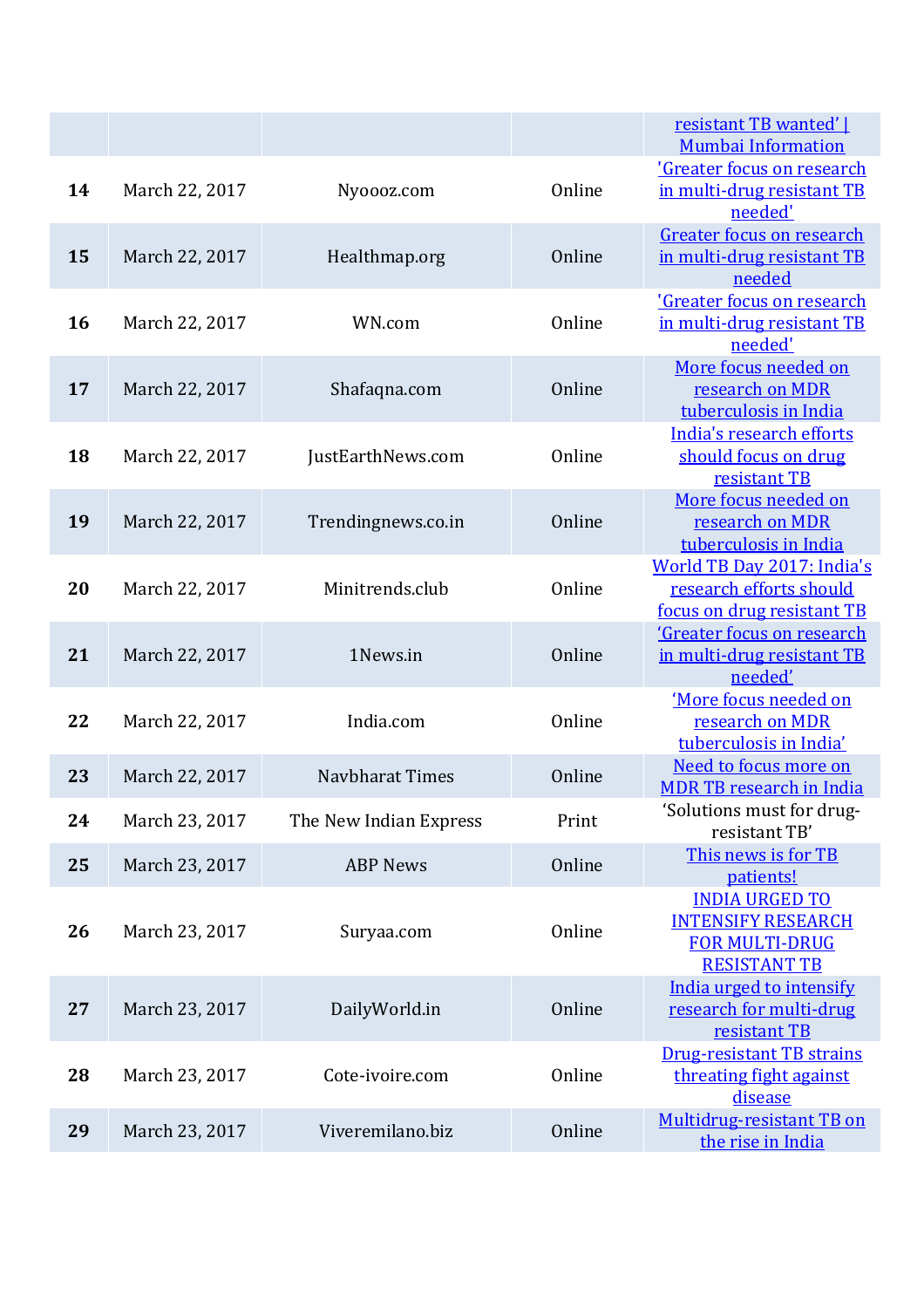| | | | | |
|---|---|---|---|---|
| | | | | resistant TB wanted' \| Mumbai Information |
| **14** | March 22, 2017 | Nyoooz.com | Online | 'Greater focus on research in multi-drug resistant TB needed' |
| **15** | March 22, 2017 | Healthmap.org | Online | Greater focus on research in multi-drug resistant TB needed |
| **16** | March 22, 2017 | WN.com | Online | 'Greater focus on research in multi-drug resistant TB needed' |
| **17** | March 22, 2017 | Shafaqna.com | Online | More focus needed on research on MDR tuberculosis in India |
| **18** | March 22, 2017 | JustEarthNews.com | Online | India's research efforts should focus on drug resistant TB |
| **19** | March 22, 2017 | Trendingnews.co.in | Online | More focus needed on research on MDR tuberculosis in India |
| **20** | March 22, 2017 | Minitrends.club | Online | World TB Day 2017: India's research efforts should focus on drug resistant TB |
| **21** | March 22, 2017 | 1News.in | Online | 'Greater focus on research in multi-drug resistant TB needed' |
| **22** | March 22, 2017 | India.com | Online | 'More focus needed on research on MDR tuberculosis in India' |
| **23** | March 22, 2017 | Navbharat Times | Online | Need to focus more on MDR TB research in India |
| **24** | March 23, 2017 | The New Indian Express | Print | 'Solutions must for drug-resistant TB' |
| **25** | March 23, 2017 | ABP News | Online | This news is for TB patients! |
| **26** | March 23, 2017 | Suryaa.com | Online | INDIA URGED TO INTENSIFY RESEARCH FOR MULTI-DRUG RESISTANT TB |
| **27** | March 23, 2017 | DailyWorld.in | Online | India urged to intensify research for multi-drug resistant TB |
| **28** | March 23, 2017 | Cote-ivoire.com | Online | Drug-resistant TB strains threating fight against disease |
| **29** | March 23, 2017 | Viveremilano.biz | Online | Multidrug-resistant TB on the rise in India |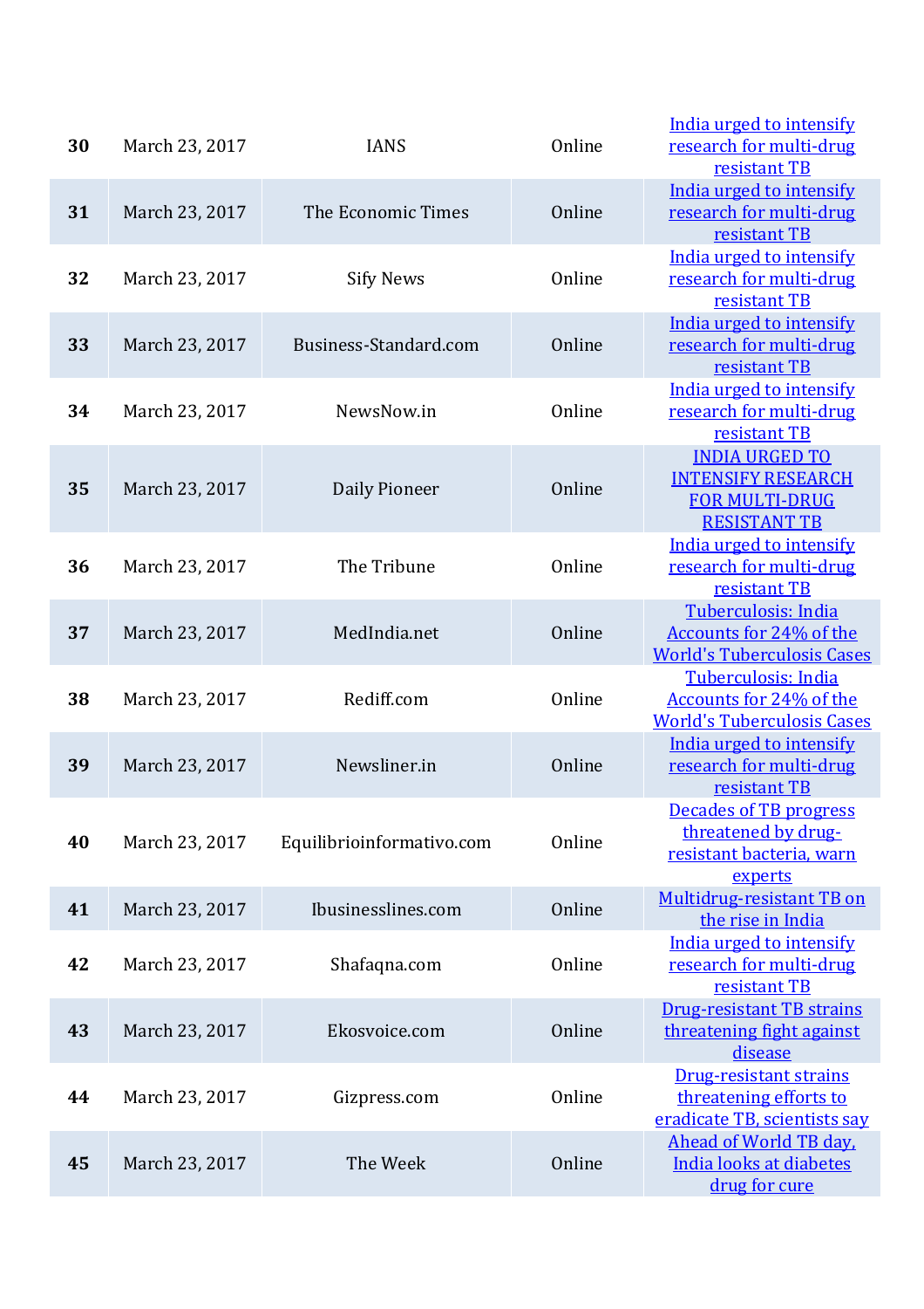| | | | | |
|---|---|---|---|---|
| **30** | March 23, 2017 | IANS | Online | India urged to intensify research for multi-drug resistant TB |
| **31** | March 23, 2017 | The Economic Times | Online | India urged to intensify research for multi-drug resistant TB |
| **32** | March 23, 2017 | Sify News | Online | India urged to intensify research for multi-drug resistant TB |
| **33** | March 23, 2017 | Business-Standard.com | Online | India urged to intensify research for multi-drug resistant TB |
| **34** | March 23, 2017 | NewsNow.in | Online | India urged to intensify research for multi-drug resistant TB |
| **35** | March 23, 2017 | Daily Pioneer | Online | INDIA URGED TO INTENSIFY RESEARCH FOR MULTI-DRUG RESISTANT TB |
| **36** | March 23, 2017 | The Tribune | Online | India urged to intensify research for multi-drug resistant TB |
| **37** | March 23, 2017 | MedIndia.net | Online | Tuberculosis: India Accounts for 24% of the World's Tuberculosis Cases |
| **38** | March 23, 2017 | Rediff.com | Online | Tuberculosis: India Accounts for 24% of the World's Tuberculosis Cases |
| **39** | March 23, 2017 | Newsliner.in | Online | India urged to intensify research for multi-drug resistant TB |
| **40** | March 23, 2017 | Equilibrioinformativo.com | Online | Decades of TB progress threatened by drug-resistant bacteria, warn experts |
| **41** | March 23, 2017 | Ibusinesslines.com | Online | Multidrug-resistant TB on the rise in India |
| **42** | March 23, 2017 | Shafaqna.com | Online | India urged to intensify research for multi-drug resistant TB |
| **43** | March 23, 2017 | Ekosvoice.com | Online | Drug-resistant TB strains threatening fight against disease |
| **44** | March 23, 2017 | Gizpress.com | Online | Drug-resistant strains threatening efforts to eradicate TB, scientists say |
| **45** | March 23, 2017 | The Week | Online | Ahead of World TB day, India looks at diabetes drug for cure |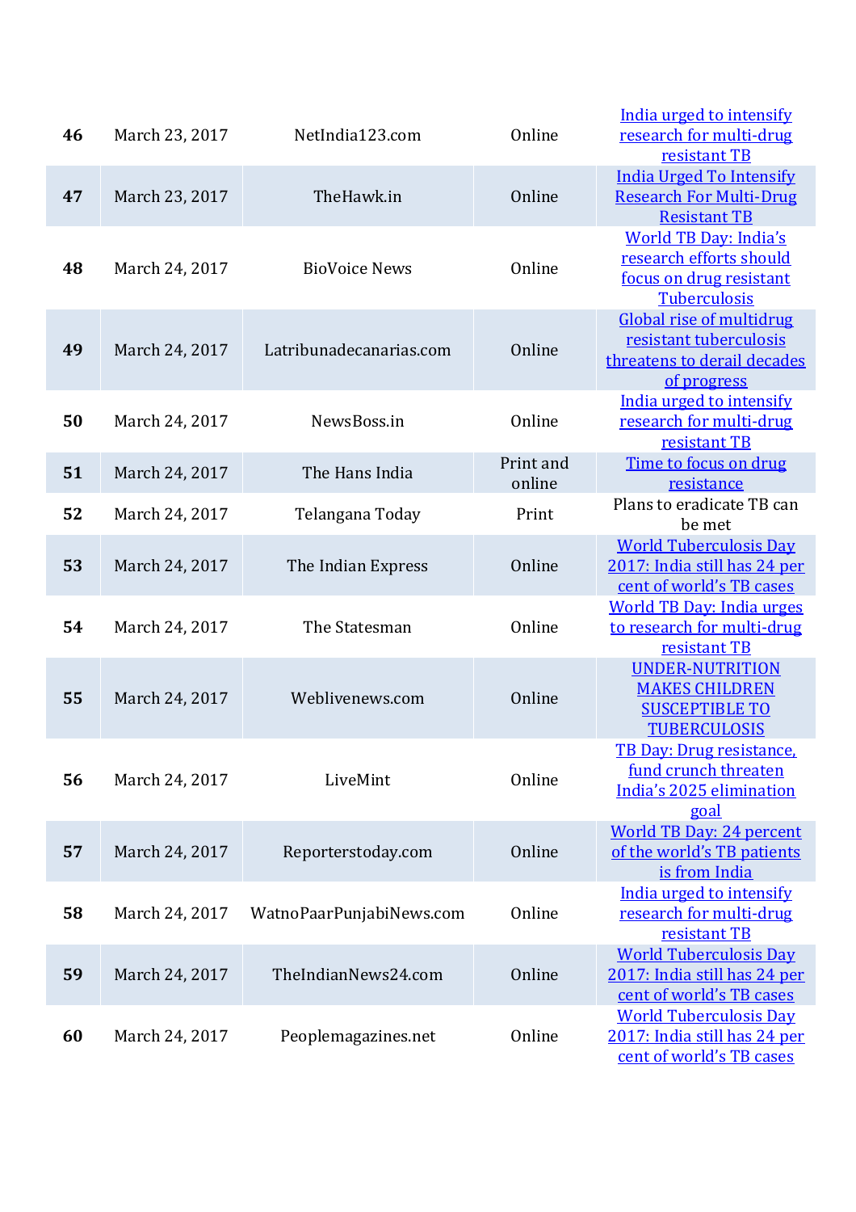| | | | | |
|---|---|---|---|---|
| **46** | March 23, 2017 | NetIndia123.com | Online | India urged to intensify research for multi-drug resistant TB |
| **47** | March 23, 2017 | TheHawk.in | Online | India Urged To Intensify Research For Multi-Drug Resistant TB |
| **48** | March 24, 2017 | BioVoice News | Online | World TB Day: India's research efforts should focus on drug resistant Tuberculosis |
| **49** | March 24, 2017 | Latribunadecanarias.com | Online | Global rise of multidrug resistant tuberculosis threatens to derail decades of progress |
| **50** | March 24, 2017 | NewsBoss.in | Online | India urged to intensify research for multi-drug resistant TB |
| **51** | March 24, 2017 | The Hans India | Print and online | Time to focus on drug resistance |
| **52** | March 24, 2017 | Telangana Today | Print | Plans to eradicate TB can be met |
| **53** | March 24, 2017 | The Indian Express | Online | World Tuberculosis Day 2017: India still has 24 per cent of world's TB cases |
| **54** | March 24, 2017 | The Statesman | Online | World TB Day: India urges to research for multi-drug resistant TB |
| **55** | March 24, 2017 | Weblivenews.com | Online | UNDER-NUTRITION MAKES CHILDREN SUSCEPTIBLE TO TUBERCULOSIS |
| **56** | March 24, 2017 | LiveMint | Online | TB Day: Drug resistance, fund crunch threaten India's 2025 elimination goal |
| **57** | March 24, 2017 | Reporterstoday.com | Online | World TB Day: 24 percent of the world's TB patients is from India |
| **58** | March 24, 2017 | WatnoPaarPunjabiNews.com | Online | India urged to intensify research for multi-drug resistant TB |
| **59** | March 24, 2017 | TheIndianNews24.com | Online | World Tuberculosis Day 2017: India still has 24 per cent of world's TB cases |
| **60** | March 24, 2017 | Peoplemagazines.net | Online | World Tuberculosis Day 2017: India still has 24 per cent of world's TB cases |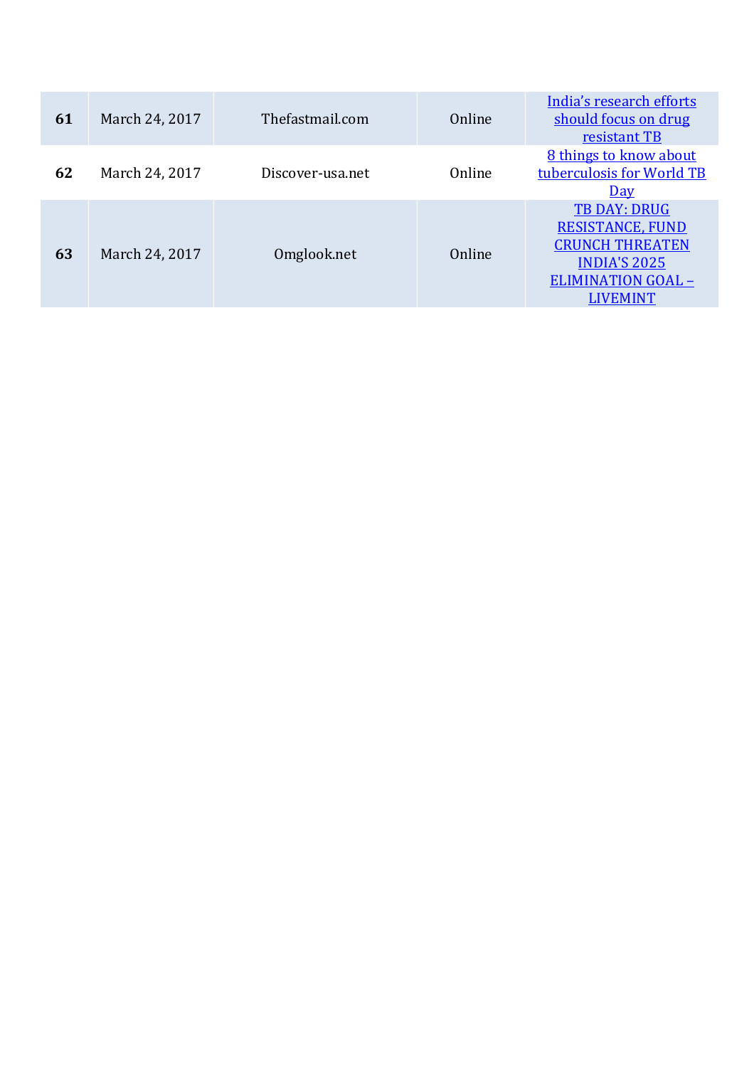| | | | | |
|---|---|---|---|---|
| **61** | March 24, 2017 | Thefastmail.com | Online | India's research efforts should focus on drug resistant TB |
| **62** | March 24, 2017 | Discover-usa.net | Online | 8 things to know about tuberculosis for World TB Day |
| **63** | March 24, 2017 | Omglook.net | Online | TB DAY: DRUG RESISTANCE, FUND CRUNCH THREATEN INDIA'S 2025 ELIMINATION GOAL – LIVEMINT |